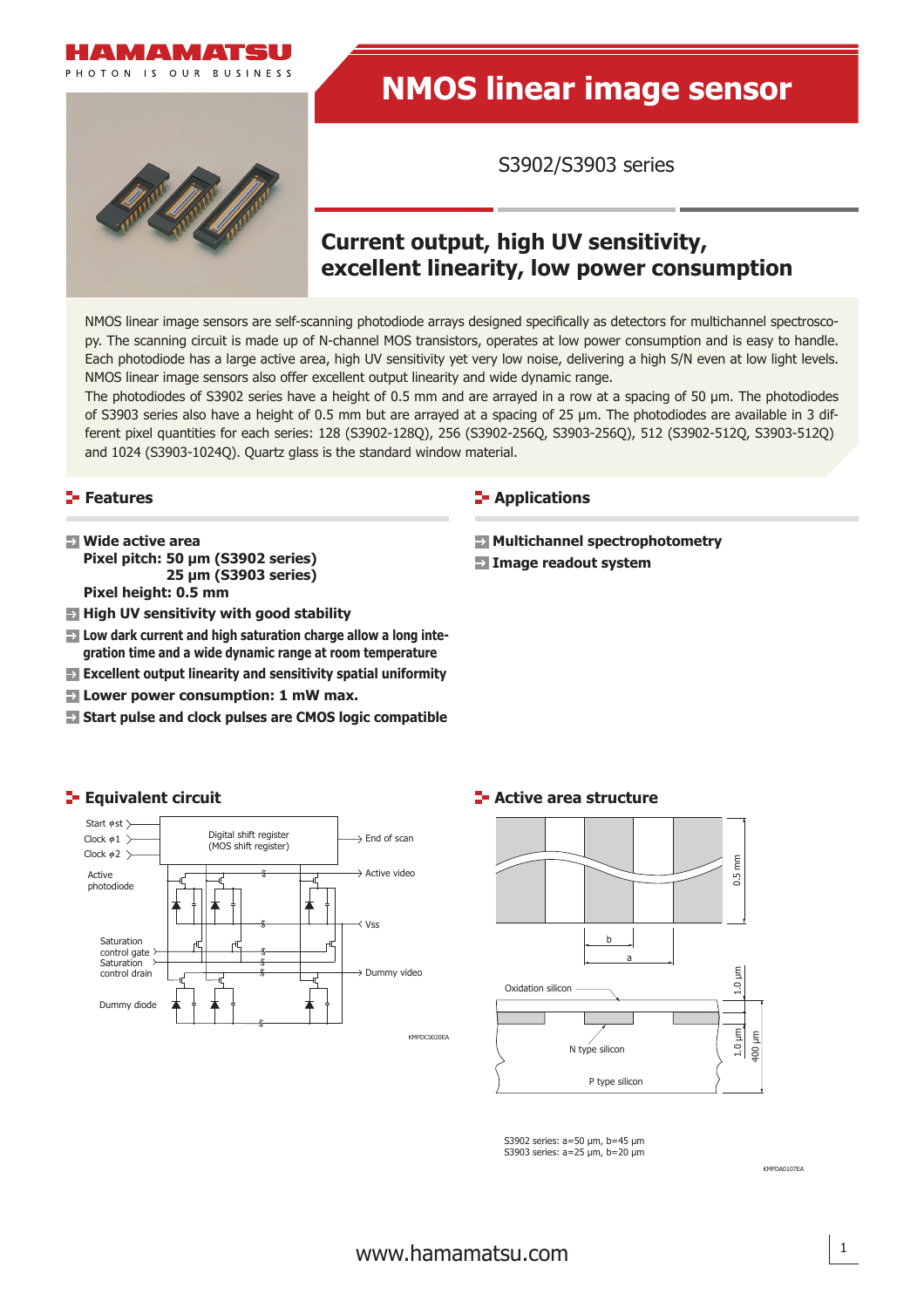# NMOS linear image sensor

S3902/S3903 series

## Current output, high UV sensitivity, excellent linearity, low power consumption

NMOS linear image sensors are self-scanning photodiode arrays designed specifically as detectors for multichannel spectroscopy. The scanning circuit is made up of N-channel MOS transistors, operates at low power consumption and is easy to handle. Each photodiode has a large active area, high UV sensitivity yet very low noise, delivering a high S/N even at low light levels. NMOS linear image sensors also offer excellent output linearity and wide dynamic range.

The photodiodes of S3902 series have a height of 0.5 mm and are arrayed in a row at a spacing of 50 µm. The photodiodes of S3903 series also have a height of 0.5 mm but are arrayed at a spacing of 25 µm. The photodiodes are available in 3 different pixel quantities for each series: 128 (S3902-128Q), 256 (S3902-256Q, S3903-256Q), 512 (S3902-512Q, S3903-512Q) and 1024 (S3903-1024Q). Quartz glass is the standard window material.

## Features

- **Wide active area**
  **Pixel pitch: 50 µm (S3902 series)**
  **25 µm (S3903 series)**
  **Pixel height: 0.5 mm**
- **High UV sensitivity with good stability**
- **Low dark current and high saturation charge allow a long integration time and a wide dynamic range at room temperature**
- **Excellent output linearity and sensitivity spatial uniformity**
- **Lower power consumption: 1 mW max.**
- **Start pulse and clock pulses are CMOS logic compatible**

## Applications

- **Multichannel spectrophotometry**
- **Image readout system**

## Equivalent circuit

Start φst, Clock φ1, Clock φ2, Digital shift register (MOS shift register), End of scan, Active photodiode, Active video, Vss, Saturation control gate, Saturation control drain, Dummy video, Dummy diode

KMPDC0020EA

## Active area structure

0.5 mm, b, a, Oxidation silicon, 1.0 µm, N type silicon, 1.0 µm, 400 µm, P type silicon

S3902 series: a=50 µm, b=45 µm
S3903 series: a=25 µm, b=20 µm

KMPDA0107EA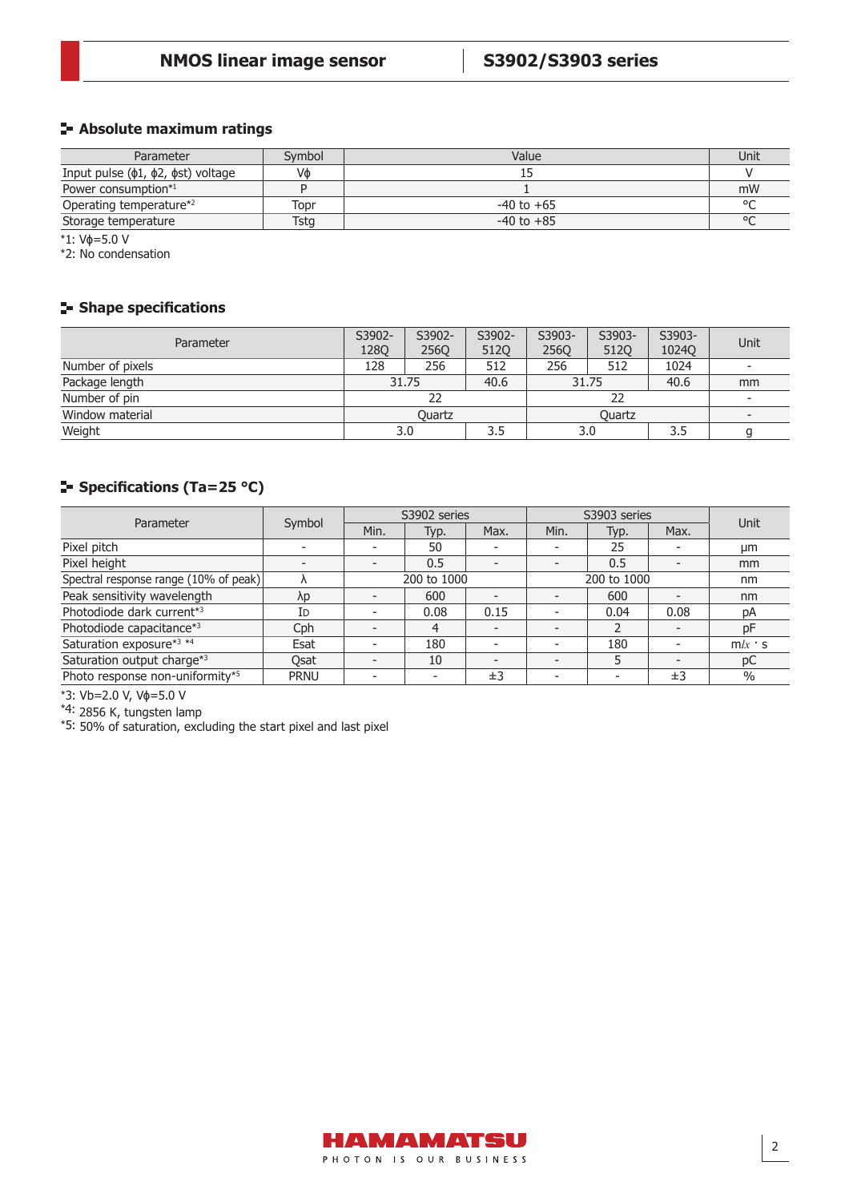## Absolute maximum ratings

| Parameter | Symbol | Value | Unit |
|---|---|---|---|
| Input pulse (ϕ1, ϕ2, ϕst) voltage | Vϕ | 15 | V |
| Power consumption*1 | P | 1 | mW |
| Operating temperature*2 | Topr | -40 to +65 | °C |
| Storage temperature | Tstg | -40 to +85 | °C |

*1: Vϕ=5.0 V
*2: No condensation

## Shape specifications

| Parameter | S3902-128Q | S3902-256Q | S3902-512Q | S3903-256Q | S3903-512Q | S3903-1024Q | Unit |
|---|---|---|---|---|---|---|---|
| Number of pixels | 128 | 256 | 512 | 256 | 512 | 1024 | - |
| Package length | 31.75 | | 40.6 | 31.75 | | 40.6 | mm |
| Number of pin | 22 | | | 22 | | | - |
| Window material | Quartz | | | Quartz | | | - |
| Weight | 3.0 | | 3.5 | 3.0 | | 3.5 | g |

## Specifications (Ta=25 °C)

| Parameter | Symbol | S3902 series | | | S3903 series | | | Unit |
|---|---|---|---|---|---|---|---|---|
| | | Min. | Typ. | Max. | Min. | Typ. | Max. | |
| Pixel pitch | - | - | 50 | - | - | 25 | - | µm |
| Pixel height | - | - | 0.5 | - | - | 0.5 | - | mm |
| Spectral response range (10% of peak) | λ | 200 to 1000 | | | 200 to 1000 | | | nm |
| Peak sensitivity wavelength | λp | - | 600 | - | - | 600 | - | nm |
| Photodiode dark current*3 | ID | - | 0.08 | 0.15 | - | 0.04 | 0.08 | pA |
| Photodiode capacitance*3 | Cph | - | 4 | - | - | 2 | - | pF |
| Saturation exposure*3 *4 | Esat | - | 180 | - | - | 180 | - | mlx · s |
| Saturation output charge*3 | Qsat | - | 10 | - | - | 5 | - | pC |
| Photo response non-uniformity*5 | PRNU | - | - | ±3 | - | - | ±3 | % |

*3: Vb=2.0 V, Vϕ=5.0 V
*4: 2856 K, tungsten lamp
*5: 50% of saturation, excluding the start pixel and last pixel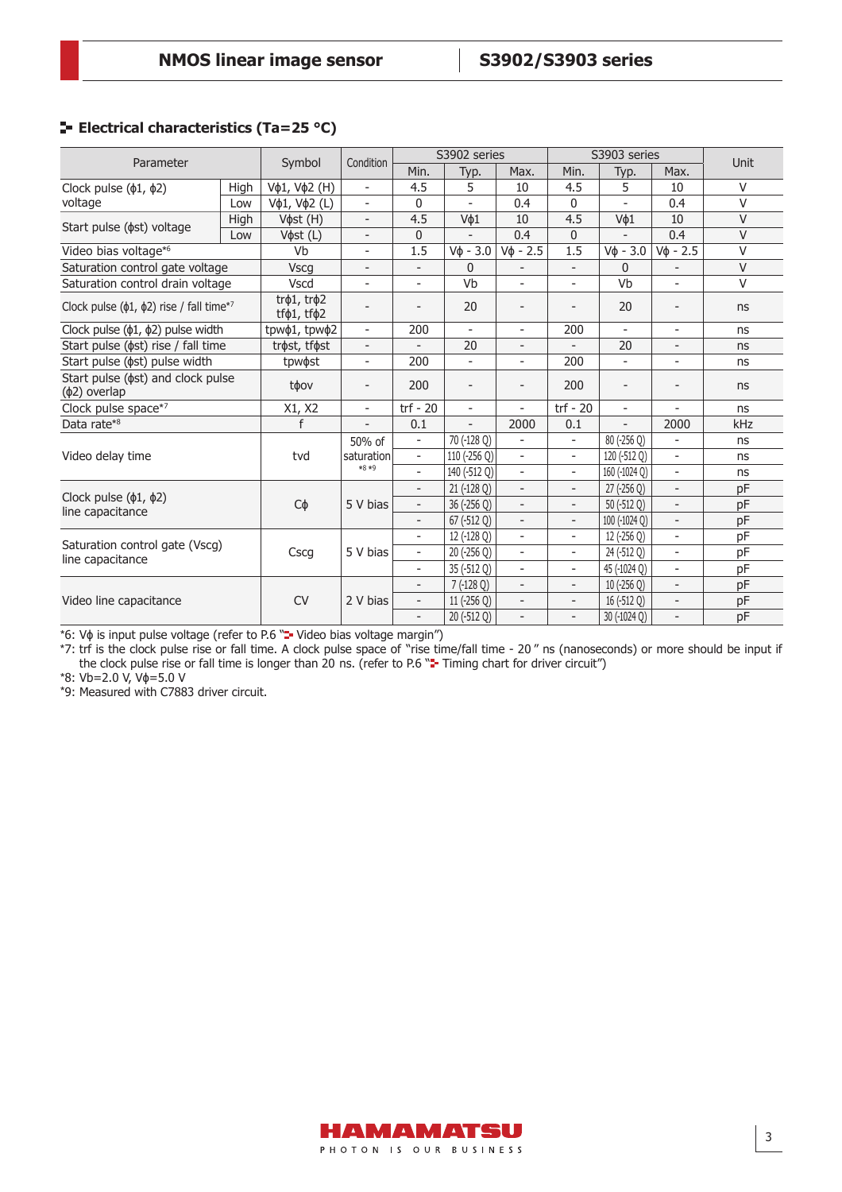## Electrical characteristics (Ta=25 °C)

| Parameter | | Symbol | Condition | S3902 series | | | S3903 series | | | Unit |
|---|---|---|---|---|---|---|---|---|---|---|
| | | | | Min. | Typ. | Max. | Min. | Typ. | Max. | |
| Clock pulse (ϕ1, ϕ2) voltage | High | Vϕ1, Vϕ2 (H) | - | 4.5 | 5 | 10 | 4.5 | 5 | 10 | V |
| | Low | Vϕ1, Vϕ2 (L) | - | 0 | - | 0.4 | 0 | - | 0.4 | V |
| Start pulse (ϕst) voltage | High | Vϕst (H) | - | 4.5 | Vϕ1 | 10 | 4.5 | Vϕ1 | 10 | V |
| | Low | Vϕst (L) | - | 0 | - | 0.4 | 0 | - | 0.4 | V |
| Video bias voltage*6 | | Vb | - | 1.5 | Vϕ - 3.0 | Vϕ - 2.5 | 1.5 | Vϕ - 3.0 | Vϕ - 2.5 | V |
| Saturation control gate voltage | | Vscg | - | - | 0 | - | - | 0 | - | V |
| Saturation control drain voltage | | Vscd | - | - | Vb | - | - | Vb | - | V |
| Clock pulse (ϕ1, ϕ2) rise / fall time*7 | | trϕ1, trϕ2 tfϕ1, tfϕ2 | - | - | 20 | - | - | 20 | - | ns |
| Clock pulse (ϕ1, ϕ2) pulse width | | tpwϕ1, tpwϕ2 | - | 200 | - | - | 200 | - | - | ns |
| Start pulse (ϕst) rise / fall time | | trϕst, tfϕst | - | - | 20 | - | - | 20 | - | ns |
| Start pulse (ϕst) pulse width | | tpwϕst | - | 200 | - | - | 200 | - | - | ns |
| Start pulse (ϕst) and clock pulse (ϕ2) overlap | | tϕov | - | 200 | - | - | 200 | - | - | ns |
| Clock pulse space*7 | | X1, X2 | - | trf - 20 | - | - | trf - 20 | - | - | ns |
| Data rate*8 | | f | - | 0.1 | - | 2000 | 0.1 | - | 2000 | kHz |
| Video delay time | | tvd | 50% of saturation *8 *9 | - | 70 (-128 Q) | - | - | 80 (-256 Q) | - | ns |
| | | | | - | 110 (-256 Q) | - | - | 120 (-512 Q) | - | ns |
| | | | | - | 140 (-512 Q) | - | - | 160 (-1024 Q) | - | ns |
| Clock pulse (ϕ1, ϕ2) line capacitance | | Cϕ | 5 V bias | - | 21 (-128 Q) | - | - | 27 (-256 Q) | - | pF |
| | | | | - | 36 (-256 Q) | - | - | 50 (-512 Q) | - | pF |
| | | | | - | 67 (-512 Q) | - | - | 100 (-1024 Q) | - | pF |
| Saturation control gate (Vscg) line capacitance | | Cscg | 5 V bias | - | 12 (-128 Q) | - | - | 12 (-256 Q) | - | pF |
| | | | | - | 20 (-256 Q) | - | - | 24 (-512 Q) | - | pF |
| | | | | - | 35 (-512 Q) | - | - | 45 (-1024 Q) | - | pF |
| Video line capacitance | | CV | 2 V bias | - | 7 (-128 Q) | - | - | 10 (-256 Q) | - | pF |
| | | | | - | 11 (-256 Q) | - | - | 16 (-512 Q) | - | pF |
| | | | | - | 20 (-512 Q) | - | - | 30 (-1024 Q) | - | pF |

*6: Vϕ is input pulse voltage (refer to P.6 "Video bias voltage margin")

*7: trf is the clock pulse rise or fall time. A clock pulse space of "rise time/fall time - 20" ns (nanoseconds) or more should be input if the clock pulse rise or fall time is longer than 20 ns. (refer to P.6 "Timing chart for driver circuit")

*8: Vb=2.0 V, Vϕ=5.0 V

*9: Measured with C7883 driver circuit.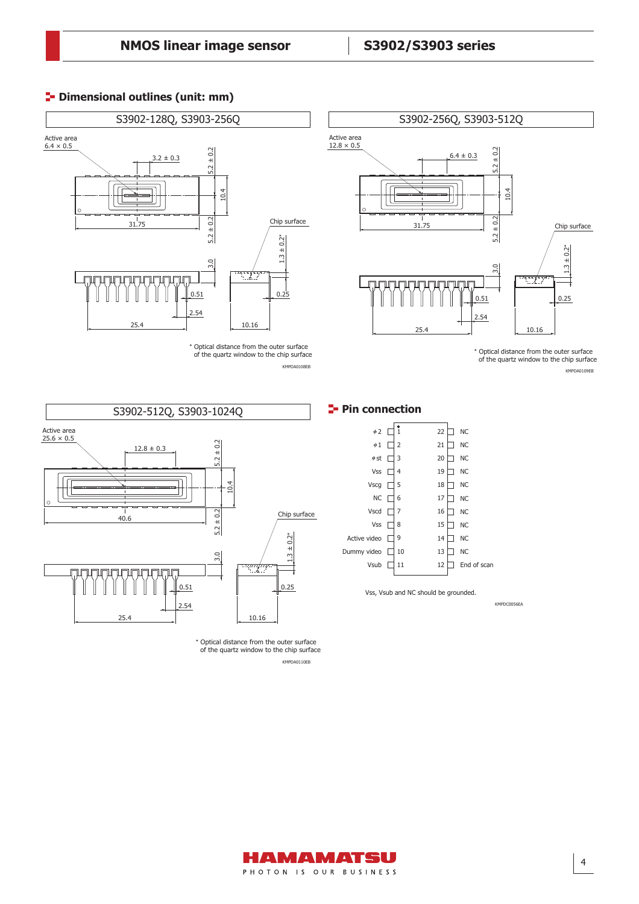## Dimensional outlines (unit: mm)

### S3902-128Q, S3903-256Q

Active area 6.4 × 0.5

3.2 ± 0.3

5.2 ± 0.2

10.4

31.75

5.2 ± 0.2

Chip surface

1.3 ± 0.2*

3.0

0.51

0.25

2.54

25.4

10.16

\* Optical distance from the outer surface of the quartz window to the chip surface

KMPDA0108EB

### S3902-256Q, S3903-512Q

Active area 12.8 × 0.5

6.4 ± 0.3

5.2 ± 0.2

10.4

31.75

5.2 ± 0.2

Chip surface

1.3 ± 0.2*

3.0

0.51

0.25

2.54

25.4

10.16

\* Optical distance from the outer surface of the quartz window to the chip surface

KMPDA0109EB

### S3902-512Q, S3903-1024Q

Active area 25.6 × 0.5

12.8 ± 0.3

5.2 ± 0.2

10.4

40.6

5.2 ± 0.2

Chip surface

1.3 ± 0.2*

3.0

0.51

0.25

2.54

25.4

10.16

\* Optical distance from the outer surface of the quartz window to the chip surface

KMPDA0110EB

## Pin connection

| Signal | Pin | Pin | Signal |
|---|---|---|---|
| φ2 | 1 | 22 | NC |
| φ1 | 2 | 21 | NC |
| φst | 3 | 20 | NC |
| Vss | 4 | 19 | NC |
| Vscg | 5 | 18 | NC |
| NC | 6 | 17 | NC |
| Vscd | 7 | 16 | NC |
| Vss | 8 | 15 | NC |
| Active video | 9 | 14 | NC |
| Dummy video | 10 | 13 | NC |
| Vsub | 11 | 12 | End of scan |

Vss, Vsub and NC should be grounded.

KMPDC0056EA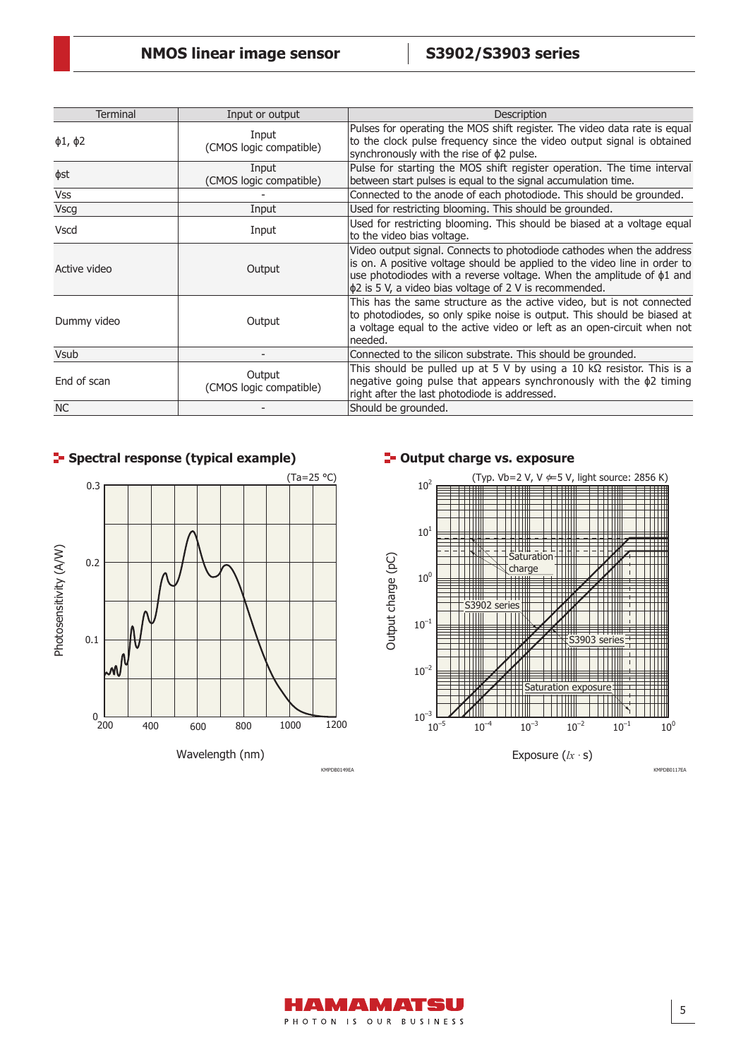| Terminal | Input or output | Description |
|---|---|---|
| ϕ1, ϕ2 | Input (CMOS logic compatible) | Pulses for operating the MOS shift register. The video data rate is equal to the clock pulse frequency since the video output signal is obtained synchronously with the rise of ϕ2 pulse. |
| ϕst | Input (CMOS logic compatible) | Pulse for starting the MOS shift register operation. The time interval between start pulses is equal to the signal accumulation time. |
| Vss | - | Connected to the anode of each photodiode. This should be grounded. |
| Vscg | Input | Used for restricting blooming. This should be grounded. |
| Vscd | Input | Used for restricting blooming. This should be biased at a voltage equal to the video bias voltage. |
| Active video | Output | Video output signal. Connects to photodiode cathodes when the address is on. A positive voltage should be applied to the video line in order to use photodiodes with a reverse voltage. When the amplitude of ϕ1 and ϕ2 is 5 V, a video bias voltage of 2 V is recommended. |
| Dummy video | Output | This has the same structure as the active video, but is not connected to photodiodes, so only spike noise is output. This should be biased at a voltage equal to the active video or left as an open-circuit when not needed. |
| Vsub | - | Connected to the silicon substrate. This should be grounded. |
| End of scan | Output (CMOS logic compatible) | This should be pulled up at 5 V by using a 10 kΩ resistor. This is a negative going pulse that appears synchronously with the ϕ2 timing right after the last photodiode is addressed. |
| NC | - | Should be grounded. |

## Spectral response (typical example)

(Ta=25 °C)

KMPDB0149EA

## Output charge vs. exposure

(Typ. Vb=2 V, Vϕ=5 V, light source: 2856 K)

KMPDB0117EA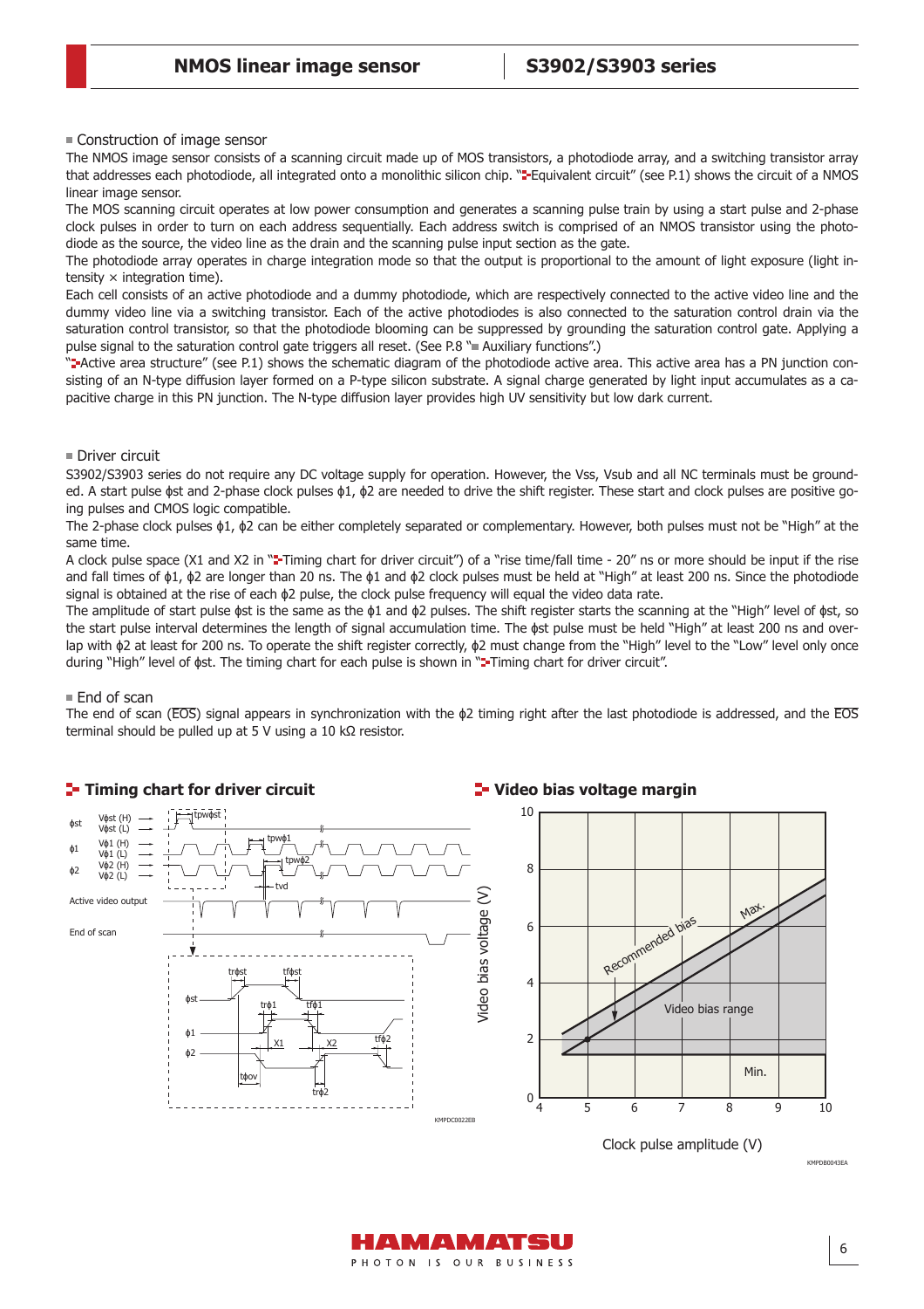## Construction of image sensor

The NMOS image sensor consists of a scanning circuit made up of MOS transistors, a photodiode array, and a switching transistor array that addresses each photodiode, all integrated onto a monolithic silicon chip. "Equivalent circuit" (see P.1) shows the circuit of a NMOS linear image sensor.

The MOS scanning circuit operates at low power consumption and generates a scanning pulse train by using a start pulse and 2-phase clock pulses in order to turn on each address sequentially. Each address switch is comprised of an NMOS transistor using the photodiode as the source, the video line as the drain and the scanning pulse input section as the gate.

The photodiode array operates in charge integration mode so that the output is proportional to the amount of light exposure (light intensity × integration time).

Each cell consists of an active photodiode and a dummy photodiode, which are respectively connected to the active video line and the dummy video line via a switching transistor. Each of the active photodiodes is also connected to the saturation control drain via the saturation control transistor, so that the photodiode blooming can be suppressed by grounding the saturation control gate. Applying a pulse signal to the saturation control gate triggers all reset. (See P.8 "Auxiliary functions".)

"Active area structure" (see P.1) shows the schematic diagram of the photodiode active area. This active area has a PN junction consisting of an N-type diffusion layer formed on a P-type silicon substrate. A signal charge generated by light input accumulates as a capacitive charge in this PN junction. The N-type diffusion layer provides high UV sensitivity but low dark current.

## Driver circuit

S3902/S3903 series do not require any DC voltage supply for operation. However, the Vss, Vsub and all NC terminals must be grounded. A start pulse ϕst and 2-phase clock pulses ϕ1, ϕ2 are needed to drive the shift register. These start and clock pulses are positive going pulses and CMOS logic compatible.

The 2-phase clock pulses ϕ1, ϕ2 can be either completely separated or complementary. However, both pulses must not be "High" at the same time.

A clock pulse space (X1 and X2 in "Timing chart for driver circuit") of a "rise time/fall time - 20" ns or more should be input if the rise and fall times of ϕ1, ϕ2 are longer than 20 ns. The ϕ1 and ϕ2 clock pulses must be held at "High" at least 200 ns. Since the photodiode signal is obtained at the rise of each ϕ2 pulse, the clock pulse frequency will equal the video data rate.

The amplitude of start pulse ϕst is the same as the ϕ1 and ϕ2 pulses. The shift register starts the scanning at the "High" level of ϕst, so the start pulse interval determines the length of signal accumulation time. The ϕst pulse must be held "High" at least 200 ns and overlap with ϕ2 at least for 200 ns. To operate the shift register correctly, ϕ2 must change from the "High" level to the "Low" level only once during "High" level of ϕst. The timing chart for each pulse is shown in "Timing chart for driver circuit".

## End of scan

The end of scan ($\overline{EOS}$) signal appears in synchronization with the ϕ2 timing right after the last photodiode is addressed, and the $\overline{EOS}$ terminal should be pulled up at 5 V using a 10 kΩ resistor.

### Timing chart for driver circuit

ϕst: Vϕst (H), Vϕst (L); ϕ1: Vϕ1 (H), Vϕ1 (L); ϕ2: Vϕ2 (H), Vϕ2 (L); tpwϕst, tpwϕ1, tpwϕ2, tvd; Active video output; End of scan; trϕst, tfϕst, trϕ1, tfϕ1, X1, X2, tfϕ2, tϕov, trϕ2

KMPDC0022EB

### Video bias voltage margin

Video bias voltage (V) vs. Clock pulse amplitude (V): Recommended bias, Max., Min., Video bias range

KMPDB0043EA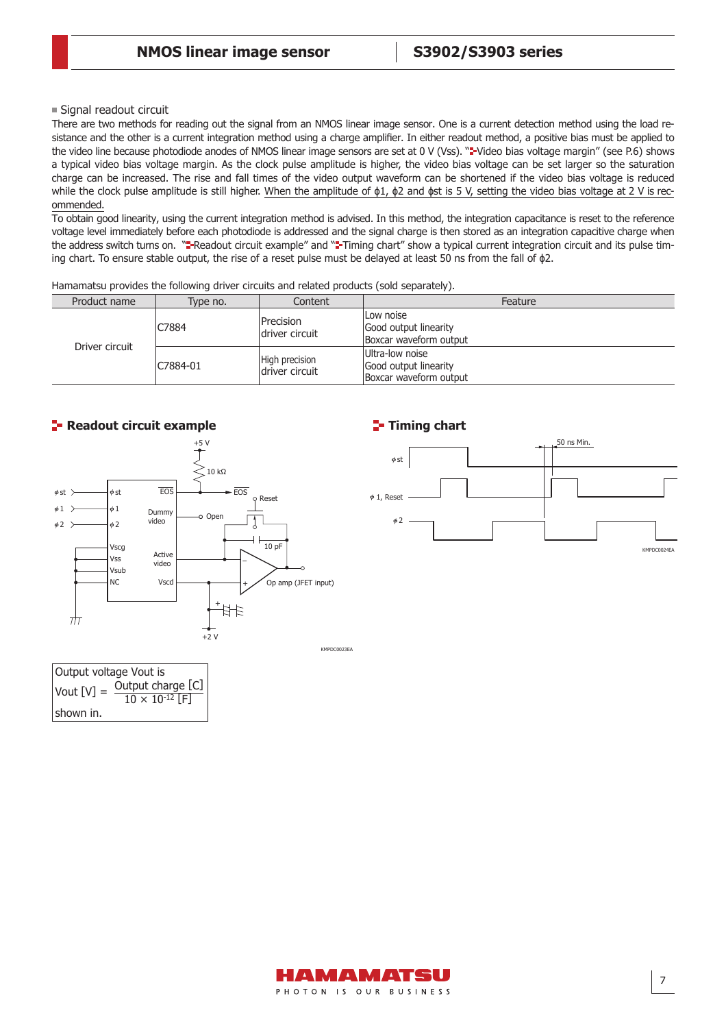## Signal readout circuit

There are two methods for reading out the signal from an NMOS linear image sensor. One is a current detection method using the load resistance and the other is a current integration method using a charge amplifier. In either readout method, a positive bias must be applied to the video line because photodiode anodes of NMOS linear image sensors are set at 0 V (Vss). "Video bias voltage margin" (see P.6) shows a typical video bias voltage margin. As the clock pulse amplitude is higher, the video bias voltage can be set larger so the saturation charge can be increased. The rise and fall times of the video output waveform can be shortened if the video bias voltage is reduced while the clock pulse amplitude is still higher. When the amplitude of ϕ1, ϕ2 and ϕst is 5 V, setting the video bias voltage at 2 V is recommended.

To obtain good linearity, using the current integration method is advised. In this method, the integration capacitance is reset to the reference voltage level immediately before each photodiode is addressed and the signal charge is then stored as an integration capacitive charge when the address switch turns on. "Readout circuit example" and "Timing chart" show a typical current integration circuit and its pulse timing chart. To ensure stable output, the rise of a reset pulse must be delayed at least 50 ns from the fall of ϕ2.

Hamamatsu provides the following driver circuits and related products (sold separately).

| Product name | Type no. | Content | Feature |
|---|---|---|---|
| Driver circuit | C7884 | Precision driver circuit | Low noise<br>Good output linearity<br>Boxcar waveform output |
| | C7884-01 | High precision driver circuit | Ultra-low noise<br>Good output linearity<br>Boxcar waveform output |

### Readout circuit example

KMPDC0023EA

Output voltage Vout is

$$\text{Vout [V]} = \frac{\text{Output charge [C]}}{10 \times 10^{-12}\ \text{[F]}}$$

shown in.

### Timing chart

KMPDC0024EA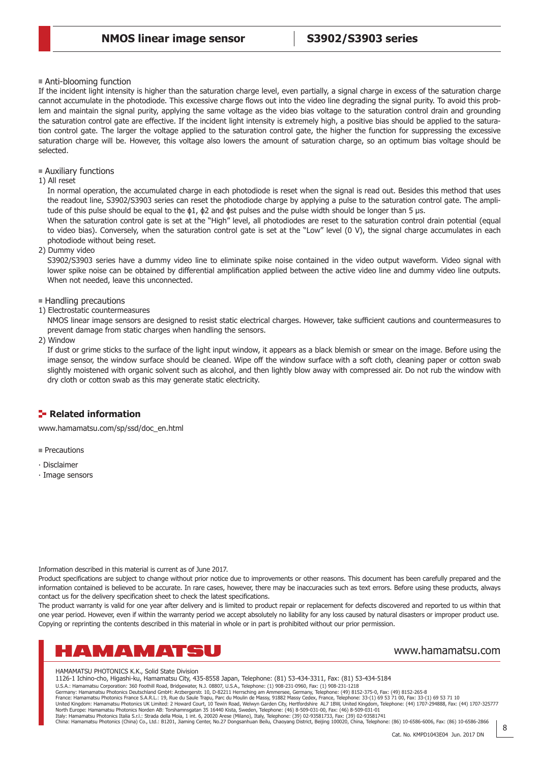■ Anti-blooming function

If the incident light intensity is higher than the saturation charge level, even partially, a signal charge in excess of the saturation charge cannot accumulate in the photodiode. This excessive charge flows out into the video line degrading the signal purity. To avoid this problem and maintain the signal purity, applying the same voltage as the video bias voltage to the saturation control drain and grounding the saturation control gate are effective. If the incident light intensity is extremely high, a positive bias should be applied to the saturation control gate. The larger the voltage applied to the saturation control gate, the higher the function for suppressing the excessive saturation charge will be. However, this voltage also lowers the amount of saturation charge, so an optimum bias voltage should be selected.

■ Auxiliary functions

1) All reset

In normal operation, the accumulated charge in each photodiode is reset when the signal is read out. Besides this method that uses the readout line, S3902/S3903 series can reset the photodiode charge by applying a pulse to the saturation control gate. The amplitude of this pulse should be equal to the ϕ1, ϕ2 and ϕst pulses and the pulse width should be longer than 5 µs.

When the saturation control gate is set at the "High" level, all photodiodes are reset to the saturation control drain potential (equal to video bias). Conversely, when the saturation control gate is set at the "Low" level (0 V), the signal charge accumulates in each photodiode without being reset.

2) Dummy video

S3902/S3903 series have a dummy video line to eliminate spike noise contained in the video output waveform. Video signal with lower spike noise can be obtained by differential amplification applied between the active video line and dummy video line outputs. When not needed, leave this unconnected.

■ Handling precautions

1) Electrostatic countermeasures

NMOS linear image sensors are designed to resist static electrical charges. However, take sufficient cautions and countermeasures to prevent damage from static charges when handling the sensors.

2) Window

If dust or grime sticks to the surface of the light input window, it appears as a black blemish or smear on the image. Before using the image sensor, the window surface should be cleaned. Wipe off the window surface with a soft cloth, cleaning paper or cotton swab slightly moistened with organic solvent such as alcohol, and then lightly blow away with compressed air. Do not rub the window with dry cloth or cotton swab as this may generate static electricity.

## Related information

www.hamamatsu.com/sp/ssd/doc_en.html

■ Precautions

· Disclaimer
· Image sensors

Information described in this material is current as of June 2017.

Product specifications are subject to change without prior notice due to improvements or other reasons. This document has been carefully prepared and the information contained is believed to be accurate. In rare cases, however, there may be inaccuracies such as text errors. Before using these products, always contact us for the delivery specification sheet to check the latest specifications.

The product warranty is valid for one year after delivery and is limited to product repair or replacement for defects discovered and reported to us within that one year period. However, even if within the warranty period we accept absolutely no liability for any loss caused by natural disasters or improper product use. Copying or reprinting the contents described in this material in whole or in part is prohibited without our prior permission.

HAMAMATSU

www.hamamatsu.com

HAMAMATSU PHOTONICS K.K., Solid State Division
1126-1 Ichino-cho, Higashi-ku, Hamamatsu City, 435-8558 Japan, Telephone: (81) 53-434-3311, Fax: (81) 53-434-5184
U.S.A.: Hamamatsu Corporation: 360 Foothill Road, Bridgewater, N.J. 08807, U.S.A., Telephone: (1) 908-231-0960, Fax: (1) 908-231-1218
Germany: Hamamatsu Photonics Deutschland GmbH: Arzbergerstr. 10, D-82211 Herrsching am Ammersee, Germany, Telephone: (49) 8152-375-0, Fax: (49) 8152-265-8
France: Hamamatsu Photonics France S.A.R.L.: 19, Rue du Saule Trapu, Parc du Moulin de Massy, 91882 Massy Cedex, France, Telephone: 33-(1) 69 53 71 00, Fax: 33-(1) 69 53 71 10
United Kingdom: Hamamatsu Photonics UK Limited: 2 Howard Court, 10 Tewin Road, Welwyn Garden City, Hertfordshire AL7 1BW, United Kingdom, Telephone: (44) 1707-294888, Fax: (44) 1707-325777
North Europe: Hamamatsu Photonics Norden AB: Torshamnsgatan 35 16440 Kista, Sweden, Telephone: (46) 8-509-031-00, Fax: (46) 8-509-031-01
Italy: Hamamatsu Photonics Italia S.r.l.: Strada della Moia, 1 int. 6, 20020 Arese (Milano), Italy, Telephone: (39) 02-93581733, Fax: (39) 02-93581741
China: Hamamatsu Photonics (China) Co., Ltd.: B1201, Jiaming Center, No.27 Dongsanhuan Beilu, Chaoyang District, Beijing 100020, China, Telephone: (86) 10-6586-6006, Fax: (86) 10-6586-2866

Cat. No. KMPD1043E04 Jun. 2017 DN